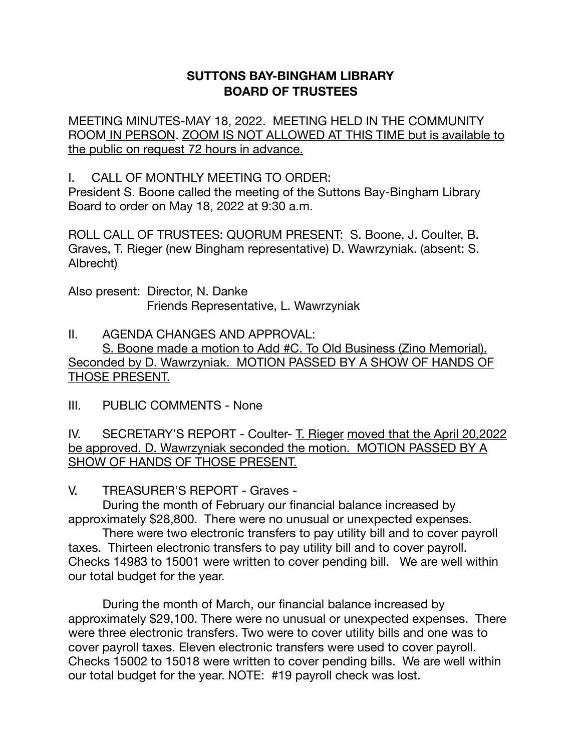# SUTTONS BAY-BINGHAM LIBRARY
# BOARD OF TRUSTEES

MEETING MINUTES-MAY 18, 2022. MEETING HELD IN THE COMMUNITY ROOM <u>IN PERSON</u>. <u>ZOOM IS NOT ALLOWED AT THIS TIME but is available to the public on request 72 hours in advance.</u>

I. CALL OF MONTHLY MEETING TO ORDER:
President S. Boone called the meeting of the Suttons Bay-Bingham Library Board to order on May 18, 2022 at 9:30 a.m.

ROLL CALL OF TRUSTEES: <u>QUORUM PRESENT:</u> S. Boone, J. Coulter, B. Graves, T. Rieger (new Bingham representative) D. Wawrzyniak. (absent: S. Albrecht)

Also present: Director, N. Danke
Friends Representative, L. Wawrzyniak

II. AGENDA CHANGES AND APPROVAL:
<u>S. Boone made a motion to Add #C. To Old Business (Zino Memorial). Seconded by D. Wawrzyniak. MOTION PASSED BY A SHOW OF HANDS OF THOSE PRESENT.</u>

III. PUBLIC COMMENTS - None

IV. SECRETARY'S REPORT - Coulter- <u>T. Rieger</u> <u>moved that the April 20,2022 be approved. D. Wawrzyniak seconded the motion. MOTION PASSED BY A SHOW OF HANDS OF THOSE PRESENT.</u>

V. TREASURER'S REPORT - Graves -

During the month of February our financial balance increased by approximately $28,800. There were no unusual or unexpected expenses.

There were two electronic transfers to pay utility bill and to cover payroll taxes. Thirteen electronic transfers to pay utility bill and to cover payroll. Checks 14983 to 15001 were written to cover pending bill. We are well within our total budget for the year.

During the month of March, our financial balance increased by approximately $29,100. There were no unusual or unexpected expenses. There were three electronic transfers. Two were to cover utility bills and one was to cover payroll taxes. Eleven electronic transfers were used to cover payroll. Checks 15002 to 15018 were written to cover pending bills. We are well within our total budget for the year. NOTE: #19 payroll check was lost.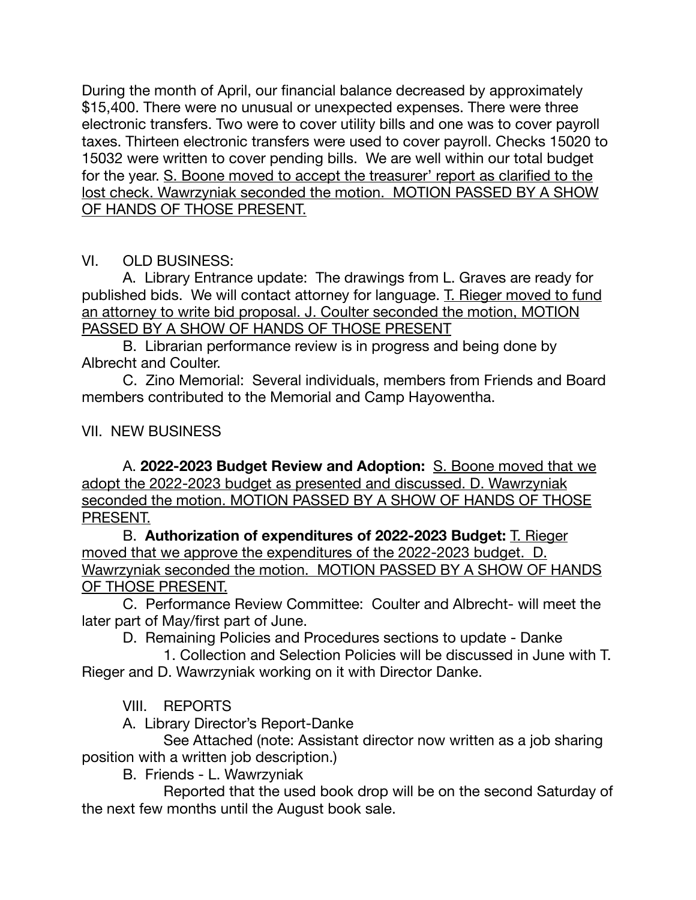During the month of April, our financial balance decreased by approximately $15,400. There were no unusual or unexpected expenses. There were three electronic transfers. Two were to cover utility bills and one was to cover payroll taxes. Thirteen electronic transfers were used to cover payroll. Checks 15020 to 15032 were written to cover pending bills. We are well within our total budget for the year. <u>S. Boone moved to accept the treasurer' report as clarified to the lost check. Wawrzyniak seconded the motion. MOTION PASSED BY A SHOW OF HANDS OF THOSE PRESENT.</u>

VI. OLD BUSINESS:

A. Library Entrance update: The drawings from L. Graves are ready for published bids. We will contact attorney for language. <u>T. Rieger moved to fund an attorney to write bid proposal. J. Coulter seconded the motion, MOTION PASSED BY A SHOW OF HANDS OF THOSE PRESENT</u>

B. Librarian performance review is in progress and being done by Albrecht and Coulter.

C. Zino Memorial: Several individuals, members from Friends and Board members contributed to the Memorial and Camp Hayowentha.

VII. NEW BUSINESS

A. **2022-2023 Budget Review and Adoption:** <u>S. Boone moved that we adopt the 2022-2023 budget as presented and discussed. D. Wawrzyniak seconded the motion. MOTION PASSED BY A SHOW OF HANDS OF THOSE PRESENT.</u>

B. **Authorization of expenditures of 2022-2023 Budget:** <u>T. Rieger moved that we approve the expenditures of the 2022-2023 budget. D. Wawrzyniak seconded the motion. MOTION PASSED BY A SHOW OF HANDS OF THOSE PRESENT.</u>

C. Performance Review Committee: Coulter and Albrecht- will meet the later part of May/first part of June.

D. Remaining Policies and Procedures sections to update - Danke

1. Collection and Selection Policies will be discussed in June with T. Rieger and D. Wawrzyniak working on it with Director Danke.

VIII. REPORTS

A. Library Director's Report-Danke

See Attached (note: Assistant director now written as a job sharing position with a written job description.)

B. Friends - L. Wawrzyniak

Reported that the used book drop will be on the second Saturday of the next few months until the August book sale.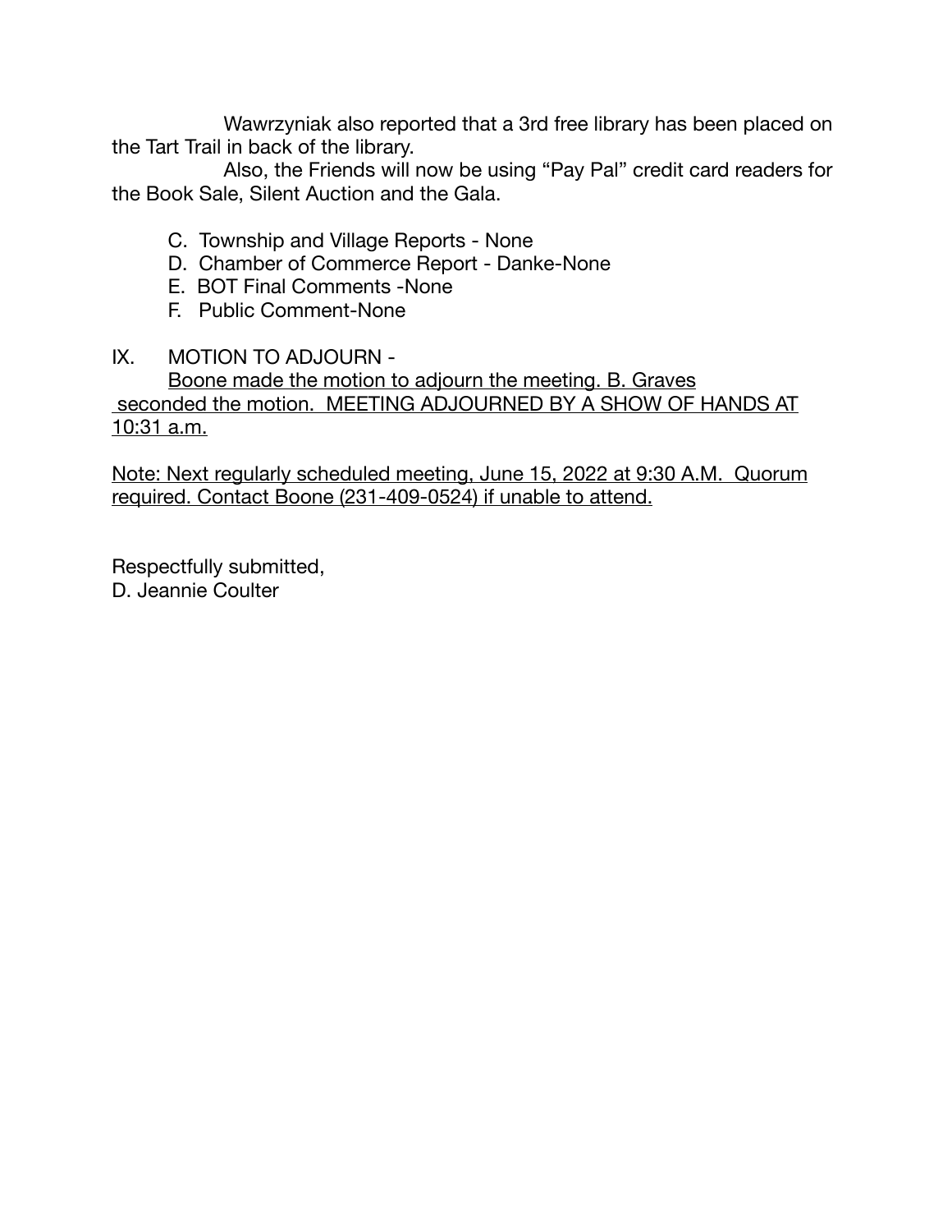Wawrzyniak also reported that a 3rd free library has been placed on the Tart Trail in back of the library.

Also, the Friends will now be using “Pay Pal” credit card readers for the Book Sale, Silent Auction and the Gala.

C. Township and Village Reports - None
D. Chamber of Commerce Report - Danke-None
E. BOT Final Comments -None
F. Public Comment-None

IX. MOTION TO ADJOURN -

Boone made the motion to adjourn the meeting. B. Graves seconded the motion. MEETING ADJOURNED BY A SHOW OF HANDS AT 10:31 a.m.

Note: Next regularly scheduled meeting, June 15, 2022 at 9:30 A.M. Quorum required. Contact Boone (231-409-0524) if unable to attend.

Respectfully submitted,
D. Jeannie Coulter